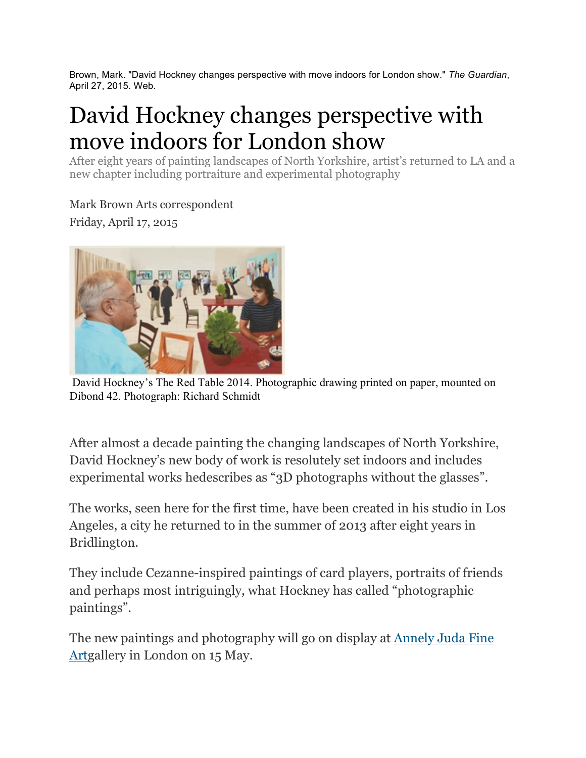Brown, Mark. "David Hockney changes perspective with move indoors for London show." *The Guardian*, April 27, 2015. Web.

# David Hockney changes perspective with move indoors for London show

After eight years of painting landscapes of North Yorkshire, artist's returned to LA and a new chapter including portraiture and experimental photography

Mark Brown Arts correspondent

Friday, April 17, 2015

David Hockney's The Red Table 2014. Photographic drawing printed on paper, mounted on Dibond 42. Photograph: Richard Schmidt

After almost a decade painting the changing landscapes of North Yorkshire, David Hockney's new body of work is resolutely set indoors and includes experimental works hedescribes as "3D photographs without the glasses".

The works, seen here for the first time, have been created in his studio in Los Angeles, a city he returned to in the summer of 2013 after eight years in Bridlington.

They include Cezanne-inspired paintings of card players, portraits of friends and perhaps most intriguingly, what Hockney has called "photographic paintings".

The new paintings and photography will go on display at Annely Juda Fine Artgallery in London on 15 May.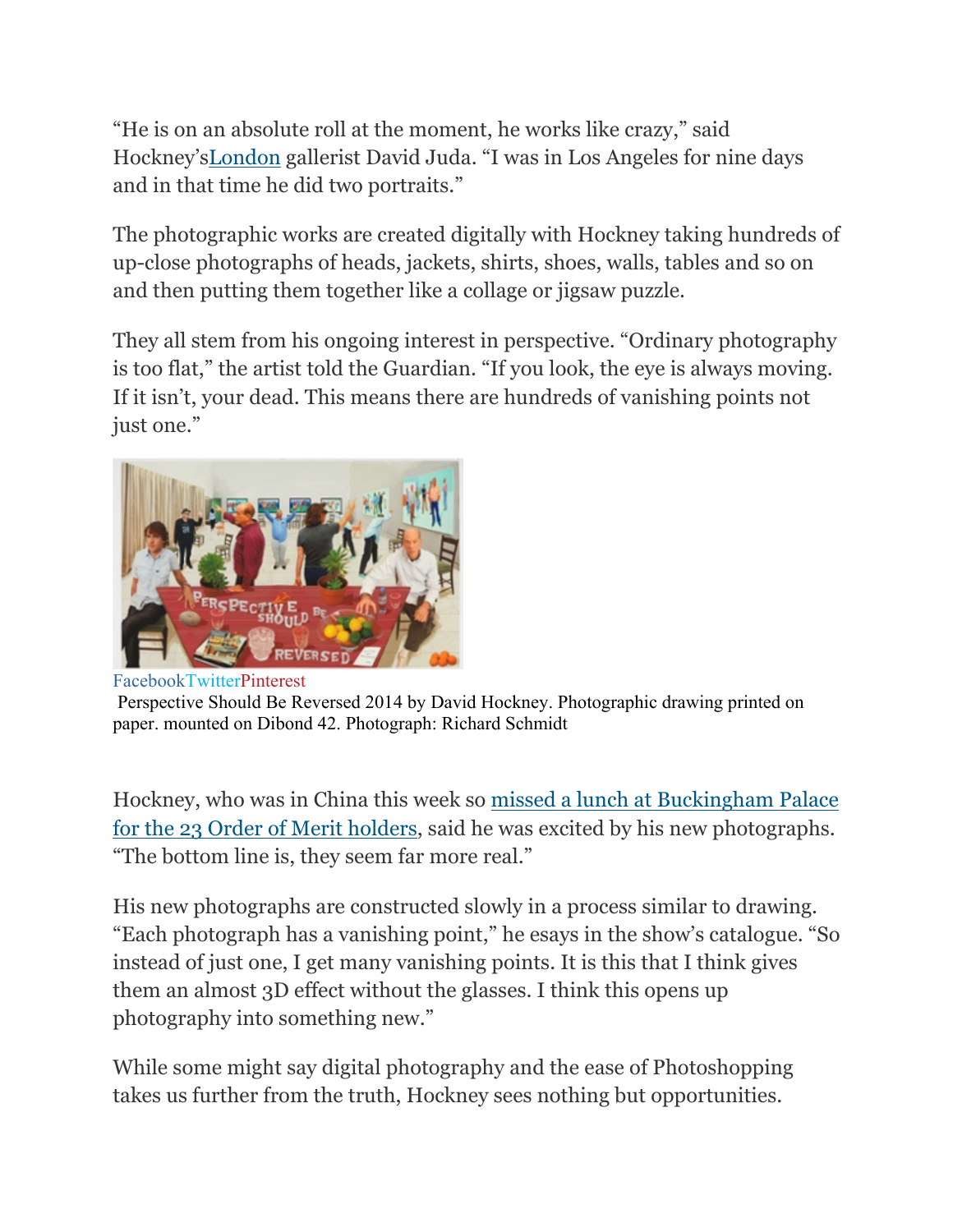“He is on an absolute roll at the moment, he works like crazy,” said Hockney’sLondon gallerist David Juda. “I was in Los Angeles for nine days and in that time he did two portraits.”

The photographic works are created digitally with Hockney taking hundreds of up-close photographs of heads, jackets, shirts, shoes, walls, tables and so on and then putting them together like a collage or jigsaw puzzle.

They all stem from his ongoing interest in perspective. “Ordinary photography is too flat,” the artist told the Guardian. “If you look, the eye is always moving. If it isn’t, your dead. This means there are hundreds of vanishing points not just one.”

FacebookTwitterPinterest

Perspective Should Be Reversed 2014 by David Hockney. Photographic drawing printed on paper. mounted on Dibond 42. Photograph: Richard Schmidt

Hockney, who was in China this week so missed a lunch at Buckingham Palace for the 23 Order of Merit holders, said he was excited by his new photographs. “The bottom line is, they seem far more real.”

His new photographs are constructed slowly in a process similar to drawing. “Each photograph has a vanishing point,” he esays in the show’s catalogue. “So instead of just one, I get many vanishing points. It is this that I think gives them an almost 3D effect without the glasses. I think this opens up photography into something new.”

While some might say digital photography and the ease of Photoshopping takes us further from the truth, Hockney sees nothing but opportunities.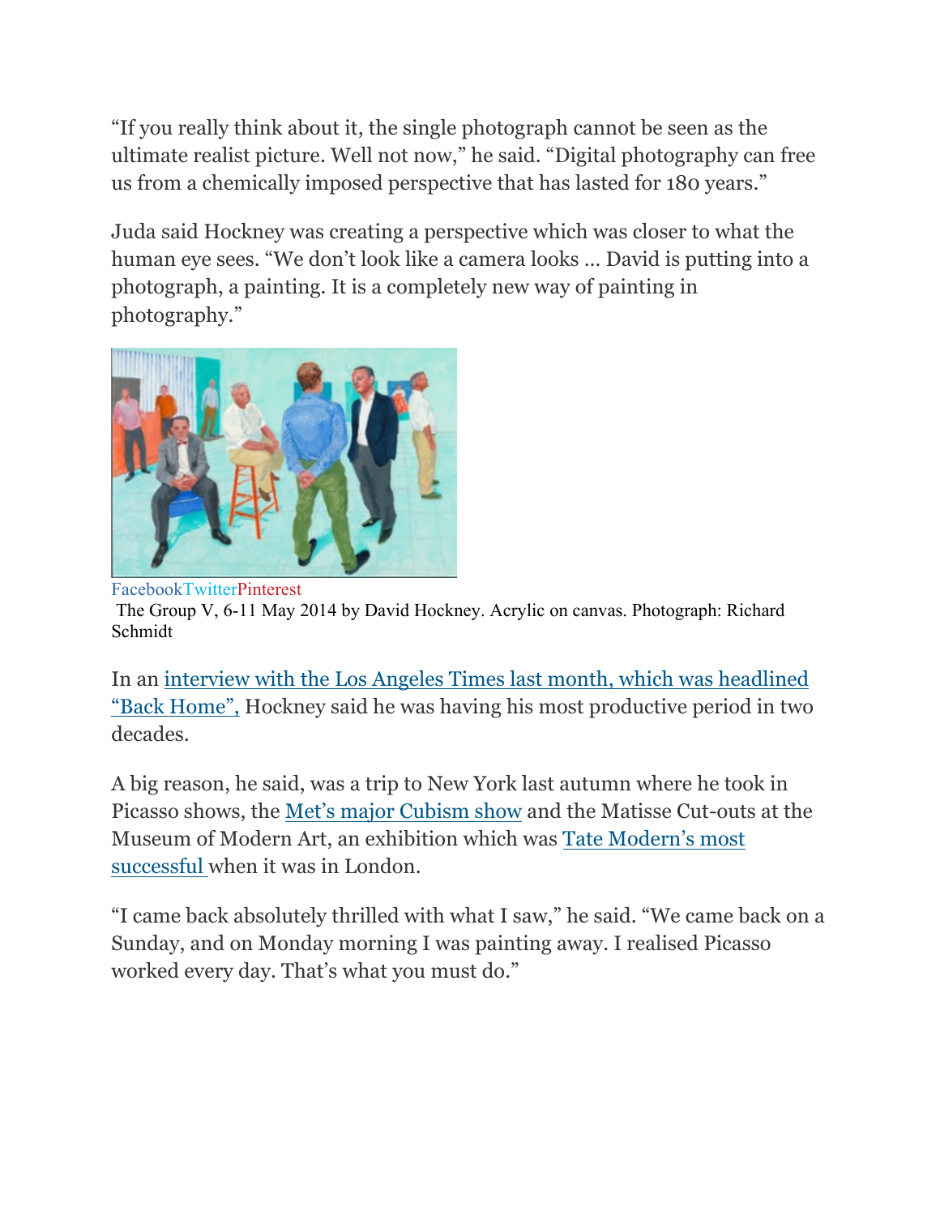"If you really think about it, the single photograph cannot be seen as the ultimate realist picture. Well not now," he said. "Digital photography can free us from a chemically imposed perspective that has lasted for 180 years."

Juda said Hockney was creating a perspective which was closer to what the human eye sees. "We don't look like a camera looks … David is putting into a photograph, a painting. It is a completely new way of painting in photography."

FacebookTwitterPinterest

The Group V, 6-11 May 2014 by David Hockney. Acrylic on canvas. Photograph: Richard Schmidt

In an interview with the Los Angeles Times last month, which was headlined "Back Home", Hockney said he was having his most productive period in two decades.

A big reason, he said, was a trip to New York last autumn where he took in Picasso shows, the Met's major Cubism show and the Matisse Cut-outs at the Museum of Modern Art, an exhibition which was Tate Modern's most successful when it was in London.

"I came back absolutely thrilled with what I saw," he said. "We came back on a Sunday, and on Monday morning I was painting away. I realised Picasso worked every day. That's what you must do."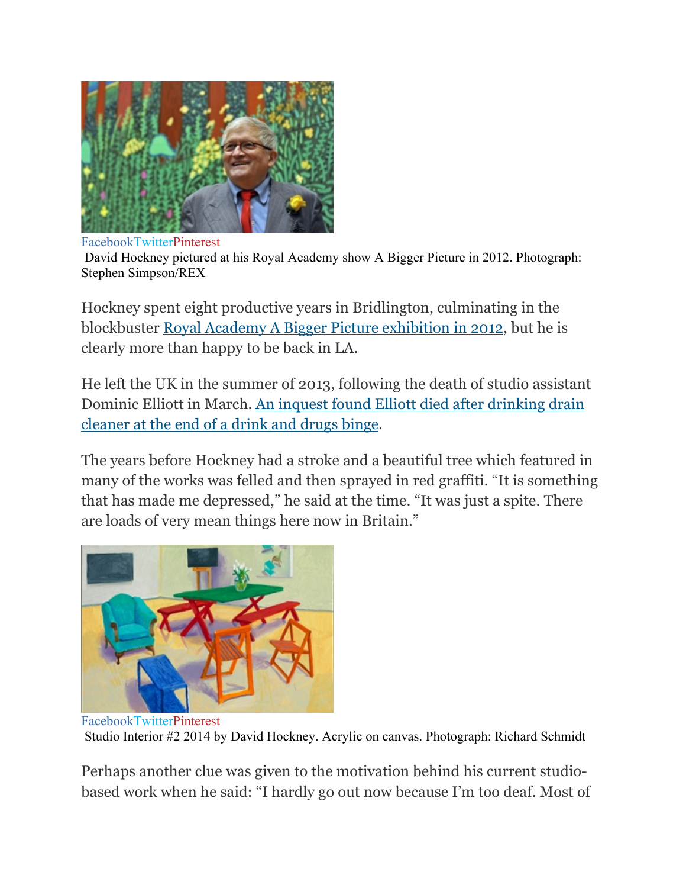FacebookTwitterPinterest

David Hockney pictured at his Royal Academy show A Bigger Picture in 2012. Photograph: Stephen Simpson/REX

Hockney spent eight productive years in Bridlington, culminating in the blockbuster [Royal Academy A Bigger Picture exhibition in 2012](), but he is clearly more than happy to be back in LA.

He left the UK in the summer of 2013, following the death of studio assistant Dominic Elliott in March. [An inquest found Elliott died after drinking drain cleaner at the end of a drink and drugs binge]().

The years before Hockney had a stroke and a beautiful tree which featured in many of the works was felled and then sprayed in red graffiti. "It is something that has made me depressed," he said at the time. "It was just a spite. There are loads of very mean things here now in Britain."

FacebookTwitterPinterest

Studio Interior #2 2014 by David Hockney. Acrylic on canvas. Photograph: Richard Schmidt

Perhaps another clue was given to the motivation behind his current studio-based work when he said: "I hardly go out now because I'm too deaf. Most of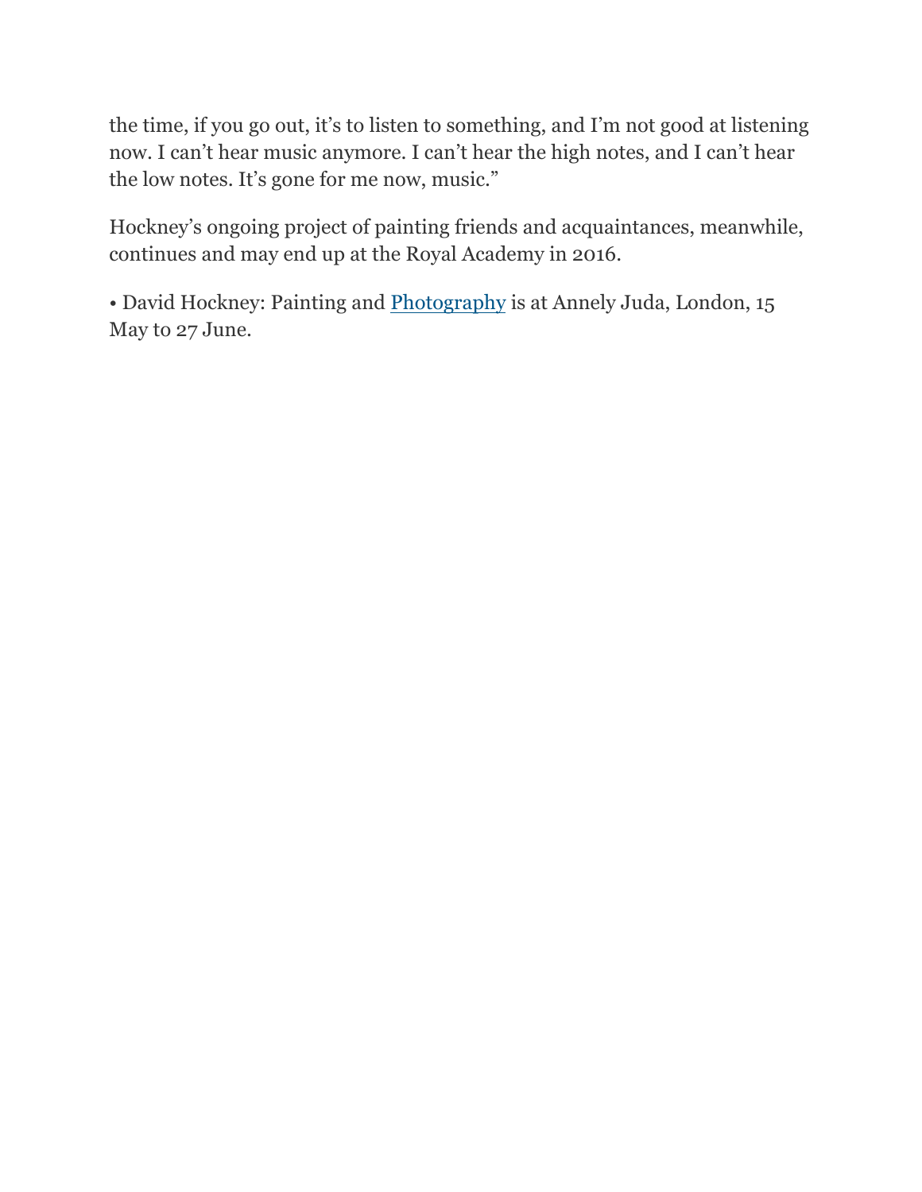the time, if you go out, it's to listen to something, and I'm not good at listening now. I can't hear music anymore. I can't hear the high notes, and I can't hear the low notes. It's gone for me now, music."

Hockney's ongoing project of painting friends and acquaintances, meanwhile, continues and may end up at the Royal Academy in 2016.

• David Hockney: Painting and Photography is at Annely Juda, London, 15 May to 27 June.